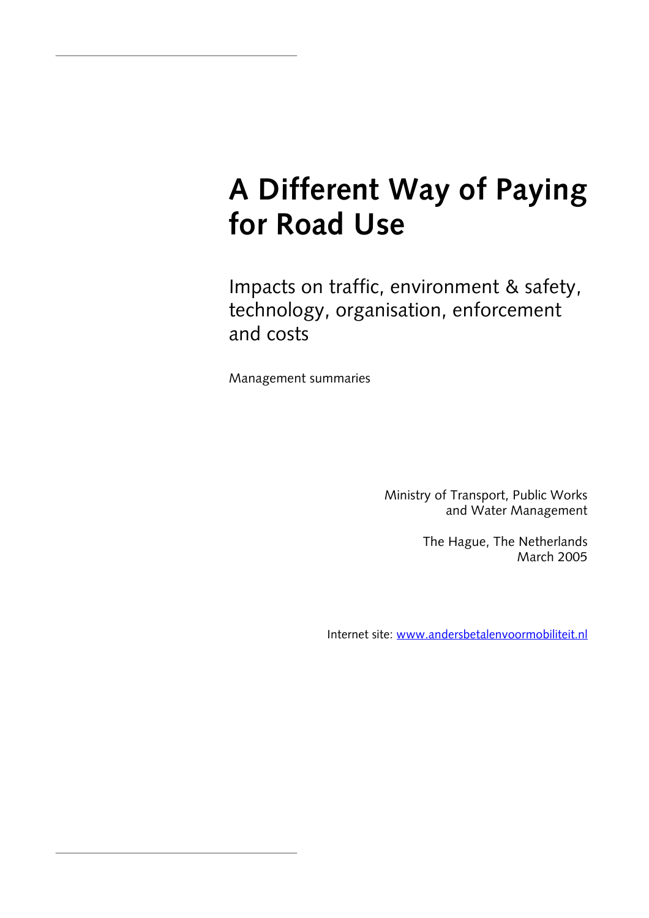# A Different Way of Paying for Road Use

Impacts on traffic, environment & safety, technology, organisation, enforcement and costs

Management summaries

Ministry of Transport, Public Works and Water Management

The Hague, The Netherlands
March 2005

Internet site: [www.andersbetalenvoormobiliteit.nl](http://www.andersbetalenvoormobiliteit.nl)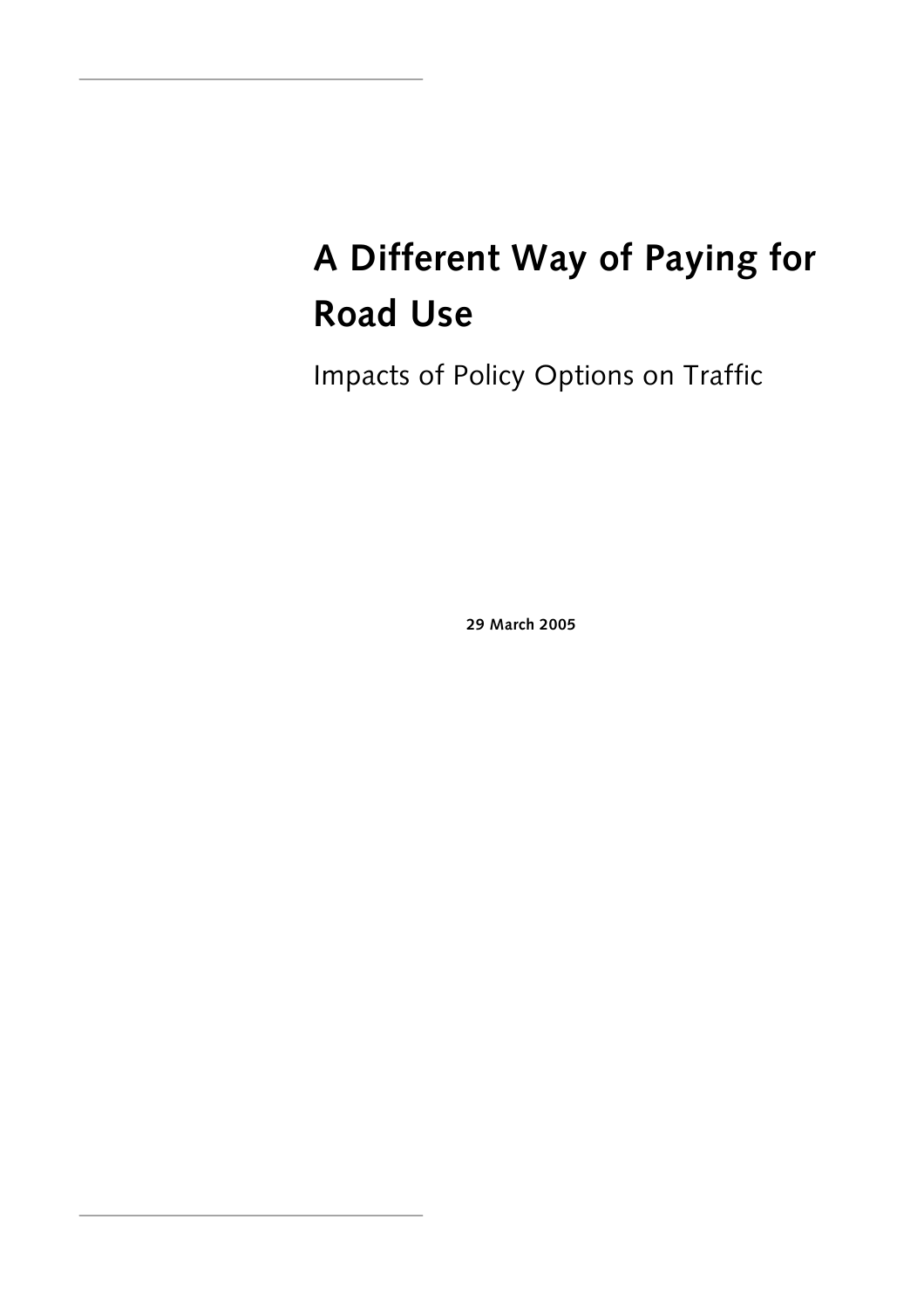# A Different Way of Paying for Road Use

Impacts of Policy Options on Traffic

**29 March 2005**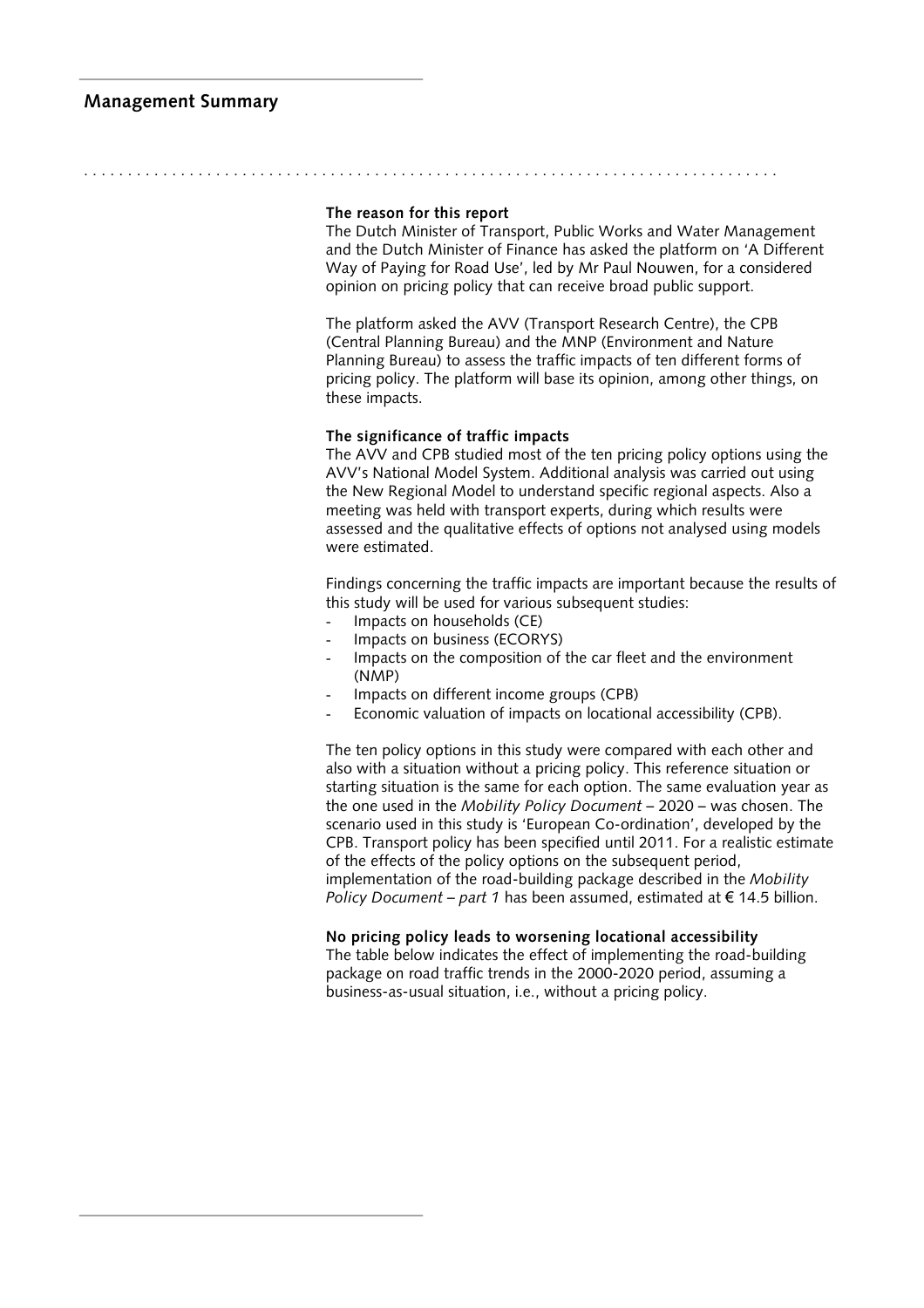## Management Summary

**The reason for this report**

The Dutch Minister of Transport, Public Works and Water Management and the Dutch Minister of Finance has asked the platform on 'A Different Way of Paying for Road Use', led by Mr Paul Nouwen, for a considered opinion on pricing policy that can receive broad public support.

The platform asked the AVV (Transport Research Centre), the CPB (Central Planning Bureau) and the MNP (Environment and Nature Planning Bureau) to assess the traffic impacts of ten different forms of pricing policy. The platform will base its opinion, among other things, on these impacts.

**The significance of traffic impacts**

The AVV and CPB studied most of the ten pricing policy options using the AVV's National Model System. Additional analysis was carried out using the New Regional Model to understand specific regional aspects. Also a meeting was held with transport experts, during which results were assessed and the qualitative effects of options not analysed using models were estimated.

Findings concerning the traffic impacts are important because the results of this study will be used for various subsequent studies:

- Impacts on households (CE)
- Impacts on business (ECORYS)
- Impacts on the composition of the car fleet and the environment (NMP)
- Impacts on different income groups (CPB)
- Economic valuation of impacts on locational accessibility (CPB).

The ten policy options in this study were compared with each other and also with a situation without a pricing policy. This reference situation or starting situation is the same for each option. The same evaluation year as the one used in the *Mobility Policy Document* – 2020 – was chosen. The scenario used in this study is 'European Co-ordination', developed by the CPB. Transport policy has been specified until 2011. For a realistic estimate of the effects of the policy options on the subsequent period, implementation of the road-building package described in the *Mobility Policy Document – part 1* has been assumed, estimated at € 14.5 billion.

**No pricing policy leads to worsening locational accessibility**

The table below indicates the effect of implementing the road-building package on road traffic trends in the 2000-2020 period, assuming a business-as-usual situation, i.e., without a pricing policy.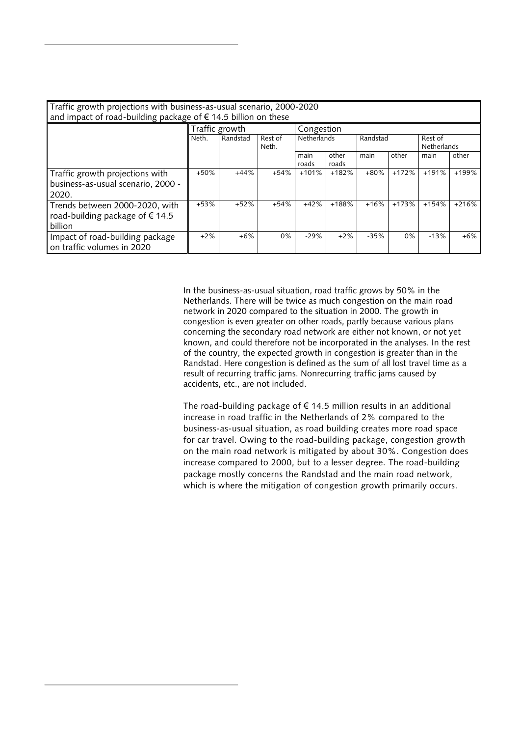| Traffic growth projections with business-as-usual scenario, 2000-2020 and impact of road-building package of € 14.5 billion on these | | | | | | | | | |
|---|---|---|---|---|---|---|---|---|---|
| | Traffic growth | | | Congestion | | | | | |
| | Neth. | Randstad | Rest of Neth. | Netherlands | | Randstad | | Rest of Netherlands | |
| | | | | main roads | other roads | main | other | main | other |
| Traffic growth projections with business-as-usual scenario, 2000 - 2020. | +50% | +44% | +54% | +101% | +182% | +80% | +172% | +191% | +199% |
| Trends between 2000-2020, with road-building package of € 14.5 billion | +53% | +52% | +54% | +42% | +188% | +16% | +173% | +154% | +216% |
| Impact of road-building package on traffic volumes in 2020 | +2% | +6% | 0% | -29% | +2% | -35% | 0% | -13% | +6% |

In the business-as-usual situation, road traffic grows by 50% in the Netherlands. There will be twice as much congestion on the main road network in 2020 compared to the situation in 2000. The growth in congestion is even greater on other roads, partly because various plans concerning the secondary road network are either not known, or not yet known, and could therefore not be incorporated in the analyses. In the rest of the country, the expected growth in congestion is greater than in the Randstad. Here congestion is defined as the sum of all lost travel time as a result of recurring traffic jams. Nonrecurring traffic jams caused by accidents, etc., are not included.

The road-building package of € 14.5 million results in an additional increase in road traffic in the Netherlands of 2% compared to the business-as-usual situation, as road building creates more road space for car travel. Owing to the road-building package, congestion growth on the main road network is mitigated by about 30%. Congestion does increase compared to 2000, but to a lesser degree. The road-building package mostly concerns the Randstad and the main road network, which is where the mitigation of congestion growth primarily occurs.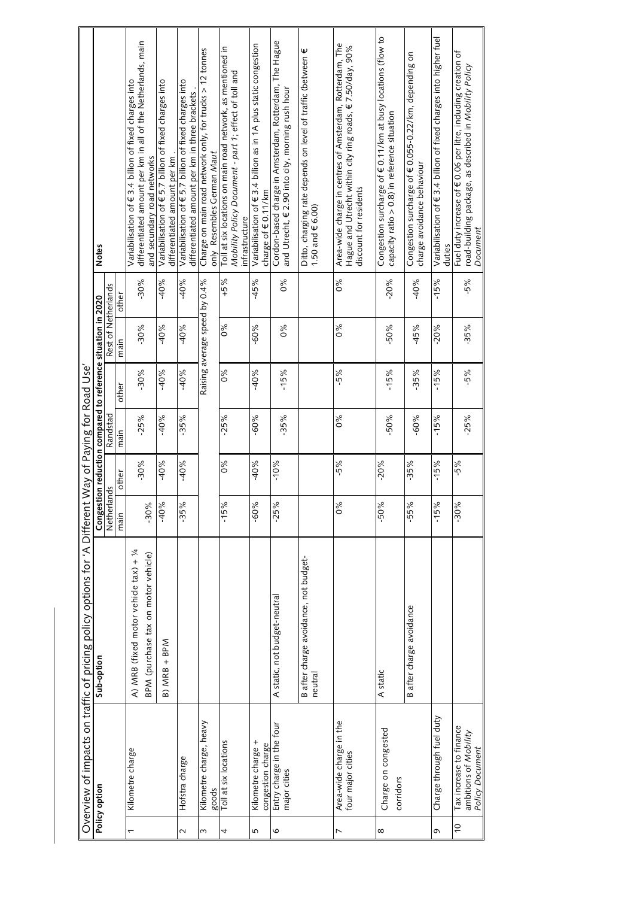## Overview of impacts on traffic of pricing policy options for 'A Different Way of Paying for Road Use'

| | Policy option | Sub-option | Congestion reduction compared to reference situation in 2020 | | | | | | Notes |
|---|---|---|---|---|---|---|---|---|---|
| | | | Netherlands | | Randstad | | Rest of Netherlands | | |
| | | | main | other | main | other | main | other | |
| 1 | Kilometre charge | A) MRB (fixed motor vehicle tax) + ¼ BPM (purchase tax on motor vehicle) | -30% | -30% | -25% | -30% | -30% | -30% | Variabilisation of € 3.4 billion of fixed charges into differentiated amount per km in all of the Netherlands, main and secundary road networks |
| | | B) MRB + BPM | -40% | -40% | -40% | -40% | -40% | -40% | Variabilisation of € 5.7 billion of fixed charges into differentiated amount per km |
| 2 | Hofstra charge | | -35% | -40% | -35% | -40% | -40% | -40% | Variabilisation of € 5.7 billion of fixed charges into differentiated amount per km in three brackets . |
| 3 | Kilometre charge, heavy goods | | Raising average speed by 0.4% | | | | | | Charge on main road network only, for trucks > 12 tonnes only. Resembles German *Maut* |
| 4 | Toll at six locations | | -15% | 0% | -25% | 0% | 0% | +5% | Toll at six locations on main road network, as mentioned in *Mobility Policy Document - part 1*; effect of toll and infrastructure |
| 5 | Kilometre charge + congestion charge | | -60% | -40% | -60% | -40% | -60% | -45% | Variabilisation of € 3.4 billion as in 1A plus static congestion charge of € 0.11/km |
| 6 | Entry charge in the four major cities | A static, not budget-neutral | -25% | -10% | -35% | -15% | 0% | 0% | Cordon-based charge in Amsterdam, Rotterdam, The Hague and Utrecht, € 2.90 into city, morning rush hour |
| | | B after charge avoidance, not budget-neutral | | | | | | | Ditto, charging rate depends on level of traffic (between € 1.50 and € 6.00) |
| 7 | Area-wide charge in the four major cities | | 0% | -5% | 0% | -5% | 0% | 0% | Area-wide charge in centres of Amsterdam, Rotterdam, The Hague and Utrecht within city ring roads, € 7.50/day, 90% discount for residents |
| 8 | Charge on congested corridors | A static | -50% | -20% | -50% | -15% | -50% | -20% | Congestion surcharge of € 0.11/km at busy locations (flow to capacity ratio > 0.8) in reference situation |
| | | B after charge avoidance | -55% | -35% | -60% | -35% | -45% | -40% | Congestion surcharge of € 0.055-0.22/km, depending on charge avoidance behaviour |
| 9 | Charge through fuel duty | | -15% | -15% | -15% | -15% | -20% | -15% | Variabilisation of € 3.4 billion of fixed charges into higher fuel duties |
| 10 | Tax increase to finance ambitions of *Mobility Policy Document* | | -30% | -5% | -25% | -5% | -35% | -5% | Fuel duty increase of € 0.06 per litre, including creation of road-building package, as described in *Mobility Policy Document* |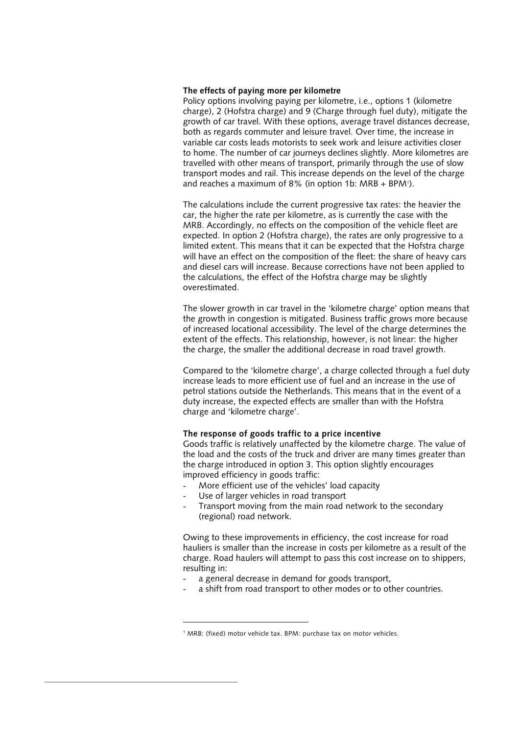**The effects of paying more per kilometre**

Policy options involving paying per kilometre, i.e., options 1 (kilometre charge), 2 (Hofstra charge) and 9 (Charge through fuel duty), mitigate the growth of car travel. With these options, average travel distances decrease, both as regards commuter and leisure travel. Over time, the increase in variable car costs leads motorists to seek work and leisure activities closer to home. The number of car journeys declines slightly. More kilometres are travelled with other means of transport, primarily through the use of slow transport modes and rail. This increase depends on the level of the charge and reaches a maximum of 8% (in option 1b: MRB + BPM[1]).

The calculations include the current progressive tax rates: the heavier the car, the higher the rate per kilometre, as is currently the case with the MRB. Accordingly, no effects on the composition of the vehicle fleet are expected. In option 2 (Hofstra charge), the rates are only progressive to a limited extent. This means that it can be expected that the Hofstra charge will have an effect on the composition of the fleet: the share of heavy cars and diesel cars will increase. Because corrections have not been applied to the calculations, the effect of the Hofstra charge may be slightly overestimated.

The slower growth in car travel in the 'kilometre charge' option means that the growth in congestion is mitigated. Business traffic grows more because of increased locational accessibility. The level of the charge determines the extent of the effects. This relationship, however, is not linear: the higher the charge, the smaller the additional decrease in road travel growth.

Compared to the 'kilometre charge', a charge collected through a fuel duty increase leads to more efficient use of fuel and an increase in the use of petrol stations outside the Netherlands. This means that in the event of a duty increase, the expected effects are smaller than with the Hofstra charge and 'kilometre charge'.

**The response of goods traffic to a price incentive**

Goods traffic is relatively unaffected by the kilometre charge. The value of the load and the costs of the truck and driver are many times greater than the charge introduced in option 3. This option slightly encourages improved efficiency in goods traffic:

- More efficient use of the vehicles' load capacity
- Use of larger vehicles in road transport
- Transport moving from the main road network to the secondary (regional) road network.

Owing to these improvements in efficiency, the cost increase for road hauliers is smaller than the increase in costs per kilometre as a result of the charge. Road haulers will attempt to pass this cost increase on to shippers, resulting in:

- a general decrease in demand for goods transport,
- a shift from road transport to other modes or to other countries.

---

[1] MRB: (fixed) motor vehicle tax. BPM: purchase tax on motor vehicles.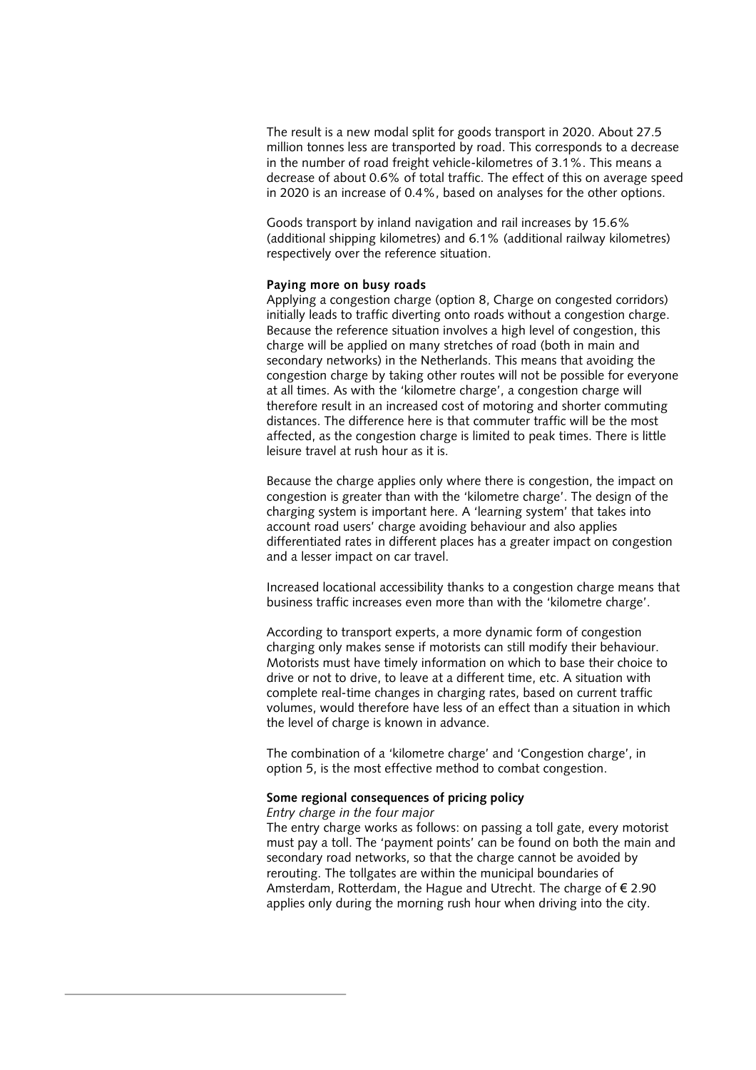The result is a new modal split for goods transport in 2020. About 27.5 million tonnes less are transported by road. This corresponds to a decrease in the number of road freight vehicle-kilometres of 3.1%. This means a decrease of about 0.6% of total traffic. The effect of this on average speed in 2020 is an increase of 0.4%, based on analyses for the other options.

Goods transport by inland navigation and rail increases by 15.6% (additional shipping kilometres) and 6.1% (additional railway kilometres) respectively over the reference situation.

**Paying more on busy roads**

Applying a congestion charge (option 8, Charge on congested corridors) initially leads to traffic diverting onto roads without a congestion charge. Because the reference situation involves a high level of congestion, this charge will be applied on many stretches of road (both in main and secondary networks) in the Netherlands. This means that avoiding the congestion charge by taking other routes will not be possible for everyone at all times. As with the 'kilometre charge', a congestion charge will therefore result in an increased cost of motoring and shorter commuting distances. The difference here is that commuter traffic will be the most affected, as the congestion charge is limited to peak times. There is little leisure travel at rush hour as it is.

Because the charge applies only where there is congestion, the impact on congestion is greater than with the 'kilometre charge'. The design of the charging system is important here. A 'learning system' that takes into account road users' charge avoiding behaviour and also applies differentiated rates in different places has a greater impact on congestion and a lesser impact on car travel.

Increased locational accessibility thanks to a congestion charge means that business traffic increases even more than with the 'kilometre charge'.

According to transport experts, a more dynamic form of congestion charging only makes sense if motorists can still modify their behaviour. Motorists must have timely information on which to base their choice to drive or not to drive, to leave at a different time, etc. A situation with complete real-time changes in charging rates, based on current traffic volumes, would therefore have less of an effect than a situation in which the level of charge is known in advance.

The combination of a 'kilometre charge' and 'Congestion charge', in option 5, is the most effective method to combat congestion.

**Some regional consequences of pricing policy**

*Entry charge in the four major*

The entry charge works as follows: on passing a toll gate, every motorist must pay a toll. The 'payment points' can be found on both the main and secondary road networks, so that the charge cannot be avoided by rerouting. The tollgates are within the municipal boundaries of Amsterdam, Rotterdam, the Hague and Utrecht. The charge of € 2.90 applies only during the morning rush hour when driving into the city.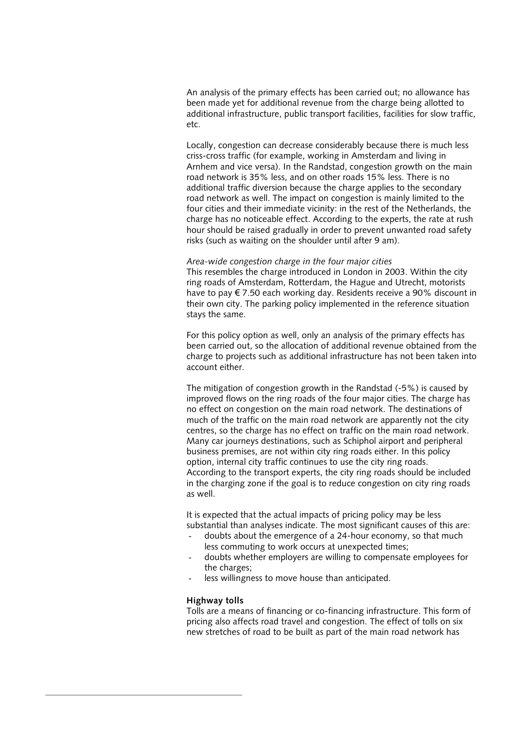An analysis of the primary effects has been carried out; no allowance has been made yet for additional revenue from the charge being allotted to additional infrastructure, public transport facilities, facilities for slow traffic, etc.

Locally, congestion can decrease considerably because there is much less criss-cross traffic (for example, working in Amsterdam and living in Arnhem and vice versa). In the Randstad, congestion growth on the main road network is 35% less, and on other roads 15% less. There is no additional traffic diversion because the charge applies to the secondary road network as well. The impact on congestion is mainly limited to the four cities and their immediate vicinity: in the rest of the Netherlands, the charge has no noticeable effect. According to the experts, the rate at rush hour should be raised gradually in order to prevent unwanted road safety risks (such as waiting on the shoulder until after 9 am).

*Area-wide congestion charge in the four major cities*
This resembles the charge introduced in London in 2003. Within the city ring roads of Amsterdam, Rotterdam, the Hague and Utrecht, motorists have to pay € 7.50 each working day. Residents receive a 90% discount in their own city. The parking policy implemented in the reference situation stays the same.

For this policy option as well, only an analysis of the primary effects has been carried out, so the allocation of additional revenue obtained from the charge to projects such as additional infrastructure has not been taken into account either.

The mitigation of congestion growth in the Randstad (-5%) is caused by improved flows on the ring roads of the four major cities. The charge has no effect on congestion on the main road network. The destinations of much of the traffic on the main road network are apparently not the city centres, so the charge has no effect on traffic on the main road network. Many car journeys destinations, such as Schiphol airport and peripheral business premises, are not within city ring roads either. In this policy option, internal city traffic continues to use the city ring roads. According to the transport experts, the city ring roads should be included in the charging zone if the goal is to reduce congestion on city ring roads as well.

It is expected that the actual impacts of pricing policy may be less substantial than analyses indicate. The most significant causes of this are:

- doubts about the emergence of a 24-hour economy, so that much less commuting to work occurs at unexpected times;
- doubts whether employers are willing to compensate employees for the charges;
- less willingness to move house than anticipated.

**Highway tolls**
Tolls are a means of financing or co-financing infrastructure. This form of pricing also affects road travel and congestion. The effect of tolls on six new stretches of road to be built as part of the main road network has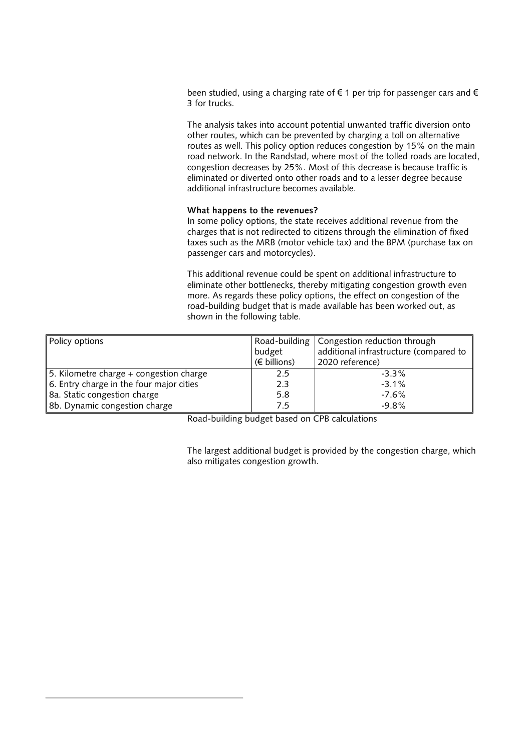been studied, using a charging rate of € 1 per trip for passenger cars and € 3 for trucks.

The analysis takes into account potential unwanted traffic diversion onto other routes, which can be prevented by charging a toll on alternative routes as well. This policy option reduces congestion by 15% on the main road network. In the Randstad, where most of the tolled roads are located, congestion decreases by 25%. Most of this decrease is because traffic is eliminated or diverted onto other roads and to a lesser degree because additional infrastructure becomes available.

**What happens to the revenues?**

In some policy options, the state receives additional revenue from the charges that is not redirected to citizens through the elimination of fixed taxes such as the MRB (motor vehicle tax) and the BPM (purchase tax on passenger cars and motorcycles).

This additional revenue could be spent on additional infrastructure to eliminate other bottlenecks, thereby mitigating congestion growth even more. As regards these policy options, the effect on congestion of the road-building budget that is made available has been worked out, as shown in the following table.

| Policy options | Road-building budget (€ billions) | Congestion reduction through additional infrastructure (compared to 2020 reference) |
|---|---|---|
| 5. Kilometre charge + congestion charge | 2.5 | -3.3% |
| 6. Entry charge in the four major cities | 2.3 | -3.1% |
| 8a. Static congestion charge | 5.8 | -7.6% |
| 8b. Dynamic congestion charge | 7.5 | -9.8% |

Road-building budget based on CPB calculations

The largest additional budget is provided by the congestion charge, which also mitigates congestion growth.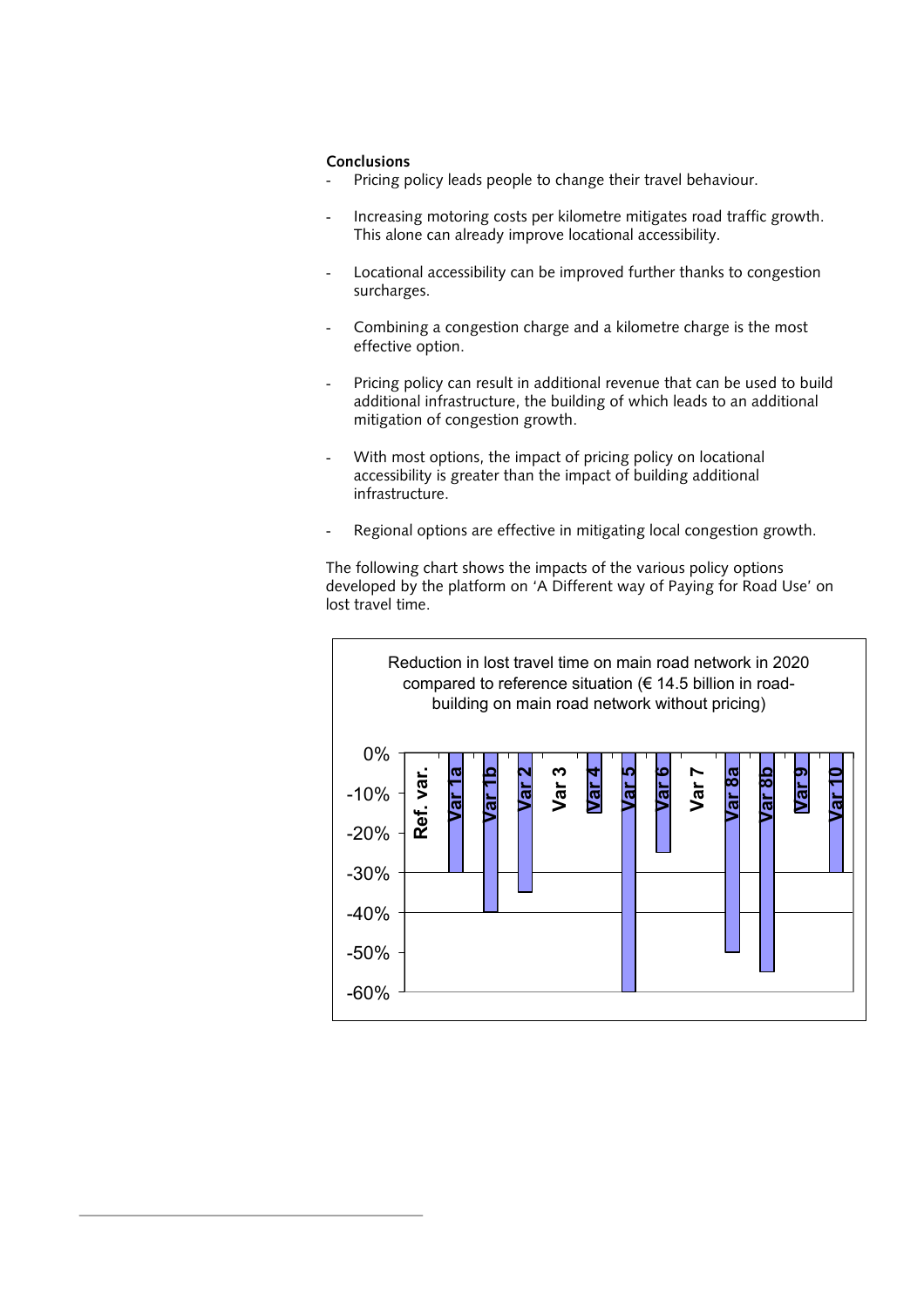**Conclusions**

- Pricing policy leads people to change their travel behaviour.
- Increasing motoring costs per kilometre mitigates road traffic growth. This alone can already improve locational accessibility.
- Locational accessibility can be improved further thanks to congestion surcharges.
- Combining a congestion charge and a kilometre charge is the most effective option.
- Pricing policy can result in additional revenue that can be used to build additional infrastructure, the building of which leads to an additional mitigation of congestion growth.
- With most options, the impact of pricing policy on locational accessibility is greater than the impact of building additional infrastructure.
- Regional options are effective in mitigating local congestion growth.

The following chart shows the impacts of the various policy options developed by the platform on 'A Different way of Paying for Road Use' on lost travel time.

**Reduction in lost travel time on main road network in 2020 compared to reference situation (€ 14.5 billion in road-building on main road network without pricing)**

| Variant | Reduction in lost travel time |
|---|---|
| Ref. var. | 0% |
| Var 1a | -30% |
| Var 1b | -40% |
| Var 2 | -35% |
| Var 3 | 0% |
| Var 4 | -15% |
| Var 5 | -60% |
| Var 6 | -25% |
| Var 7 | 0% |
| Var 8a | -50% |
| Var 8b | -55% |
| Var 9 | -15% |
| Var 10 | -30% |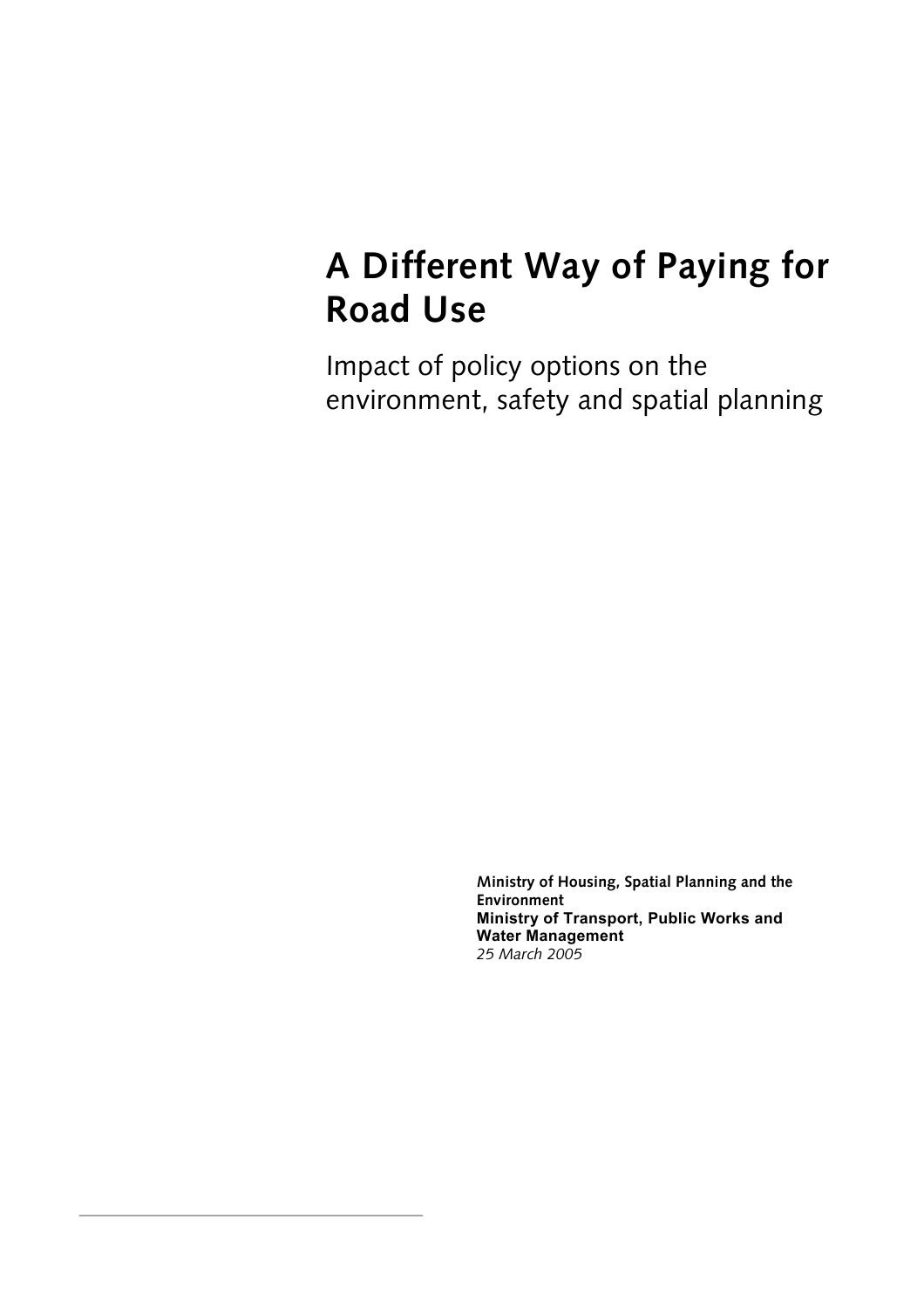# A Different Way of Paying for Road Use

Impact of policy options on the environment, safety and spatial planning

**Ministry of Housing, Spatial Planning and the Environment**
**Ministry of Transport, Public Works and Water Management**
*25 March 2005*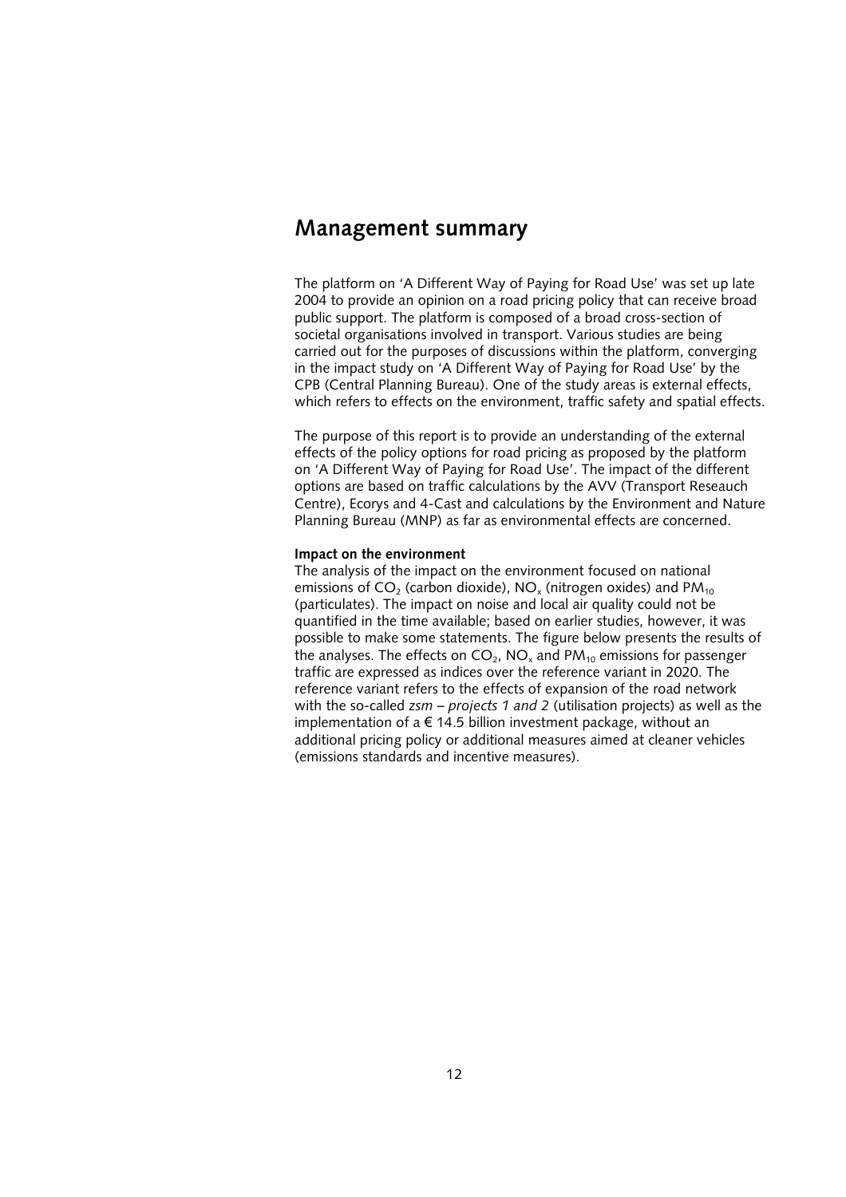# Management summary

The platform on 'A Different Way of Paying for Road Use' was set up late 2004 to provide an opinion on a road pricing policy that can receive broad public support. The platform is composed of a broad cross-section of societal organisations involved in transport. Various studies are being carried out for the purposes of discussions within the platform, converging in the impact study on 'A Different Way of Paying for Road Use' by the CPB (Central Planning Bureau). One of the study areas is external effects, which refers to effects on the environment, traffic safety and spatial effects.

The purpose of this report is to provide an understanding of the external effects of the policy options for road pricing as proposed by the platform on 'A Different Way of Paying for Road Use'. The impact of the different options are based on traffic calculations by the AVV (Transport Reseauch Centre), Ecorys and 4-Cast and calculations by the Environment and Nature Planning Bureau (MNP) as far as environmental effects are concerned.

**Impact on the environment**

The analysis of the impact on the environment focused on national emissions of $CO_2$ (carbon dioxide), $NO_x$ (nitrogen oxides) and $PM_{10}$ (particulates). The impact on noise and local air quality could not be quantified in the time available; based on earlier studies, however, it was possible to make some statements. The figure below presents the results of the analyses. The effects on $CO_2$, $NO_x$ and $PM_{10}$ emissions for passenger traffic are expressed as indices over the reference variant in 2020. The reference variant refers to the effects of expansion of the road network with the so-called *zsm – projects 1 and 2* (utilisation projects) as well as the implementation of a € 14.5 billion investment package, without an additional pricing policy or additional measures aimed at cleaner vehicles (emissions standards and incentive measures).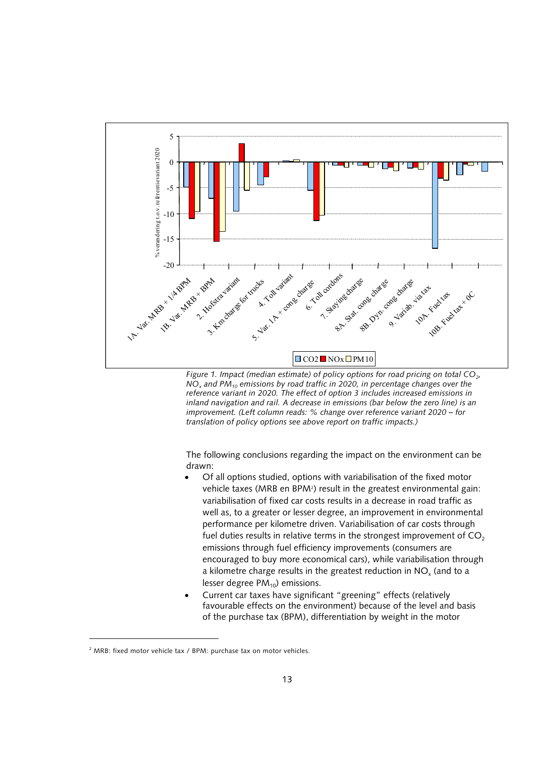*Figure 1. Impact (median estimate) of policy options for road pricing on total $CO_2$, $NO_x$ and $PM_{10}$ emissions by road traffic in 2020, in percentage changes over the reference variant in 2020. The effect of option 3 includes increased emissions in inland navigation and rail. A decrease in emissions (bar below the zero line) is an improvement. (Left column reads: % change over reference variant 2020 – for translation of policy options see above report on traffic impacts.)*

The following conclusions regarding the impact on the environment can be drawn:

- Of all options studied, options with variabilisation of the fixed motor vehicle taxes (MRB en BPM[2]) result in the greatest environmental gain: variabilisation of fixed car costs results in a decrease in road traffic as well as, to a greater or lesser degree, an improvement in environmental performance per kilometre driven. Variabilisation of car costs through fuel duties results in relative terms in the strongest improvement of $CO_2$ emissions through fuel efficiency improvements (consumers are encouraged to buy more economical cars), while variabilisation through a kilometre charge results in the greatest reduction in $NO_x$ (and to a lesser degree $PM_{10}$) emissions.
- Current car taxes have significant "greening" effects (relatively favourable effects on the environment) because of the level and basis of the purchase tax (BPM), differentiation by weight in the motor

[2] MRB: fixed motor vehicle tax / BPM: purchase tax on motor vehicles.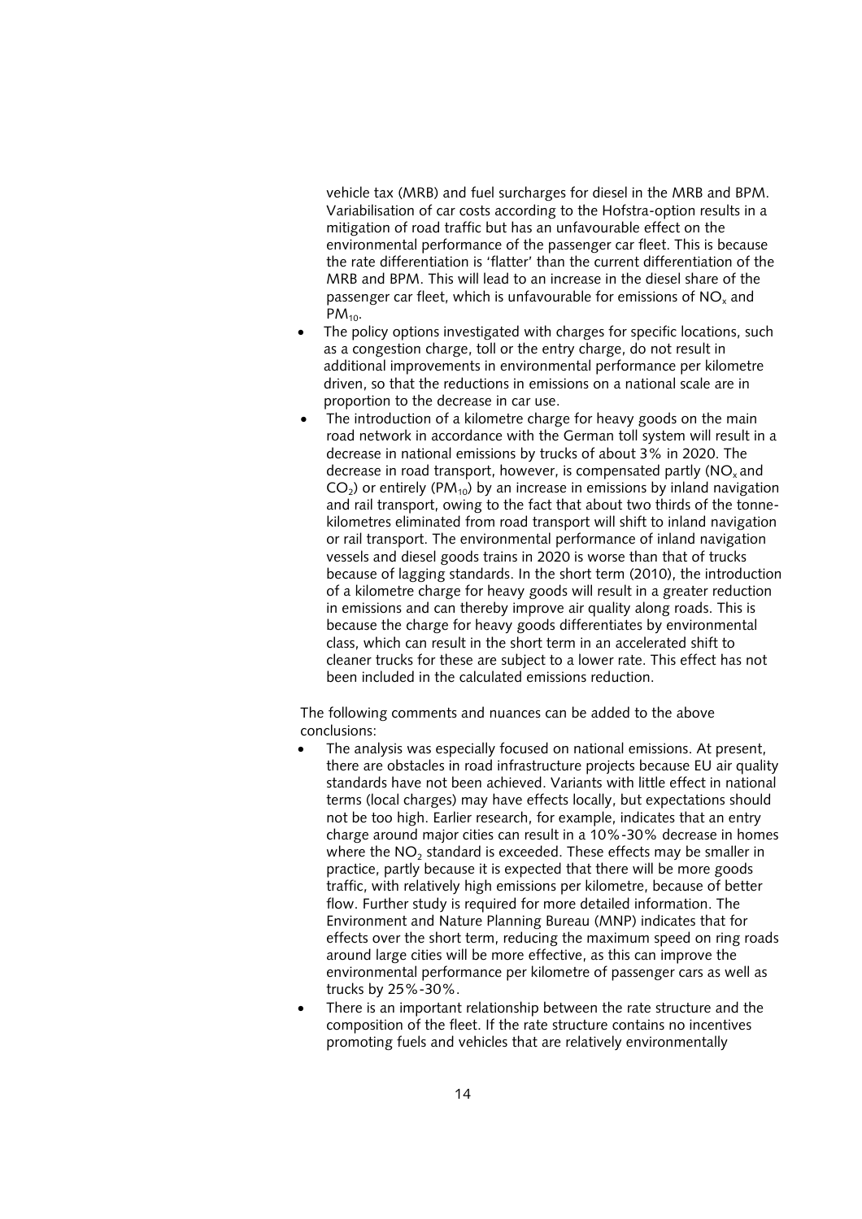vehicle tax (MRB) and fuel surcharges for diesel in the MRB and BPM. Variabilisation of car costs according to the Hofstra-option results in a mitigation of road traffic but has an unfavourable effect on the environmental performance of the passenger car fleet. This is because the rate differentiation is 'flatter' than the current differentiation of the MRB and BPM. This will lead to an increase in the diesel share of the passenger car fleet, which is unfavourable for emissions of $NO_x$ and $PM_{10}$.

- The policy options investigated with charges for specific locations, such as a congestion charge, toll or the entry charge, do not result in additional improvements in environmental performance per kilometre driven, so that the reductions in emissions on a national scale are in proportion to the decrease in car use.
- The introduction of a kilometre charge for heavy goods on the main road network in accordance with the German toll system will result in a decrease in national emissions by trucks of about 3% in 2020. The decrease in road transport, however, is compensated partly ($NO_x$ and $CO_2$) or entirely ($PM_{10}$) by an increase in emissions by inland navigation and rail transport, owing to the fact that about two thirds of the tonne-kilometres eliminated from road transport will shift to inland navigation or rail transport. The environmental performance of inland navigation vessels and diesel goods trains in 2020 is worse than that of trucks because of lagging standards. In the short term (2010), the introduction of a kilometre charge for heavy goods will result in a greater reduction in emissions and can thereby improve air quality along roads. This is because the charge for heavy goods differentiates by environmental class, which can result in the short term in an accelerated shift to cleaner trucks for these are subject to a lower rate. This effect has not been included in the calculated emissions reduction.

The following comments and nuances can be added to the above conclusions:

- The analysis was especially focused on national emissions. At present, there are obstacles in road infrastructure projects because EU air quality standards have not been achieved. Variants with little effect in national terms (local charges) may have effects locally, but expectations should not be too high. Earlier research, for example, indicates that an entry charge around major cities can result in a 10%-30% decrease in homes where the $NO_2$ standard is exceeded. These effects may be smaller in practice, partly because it is expected that there will be more goods traffic, with relatively high emissions per kilometre, because of better flow. Further study is required for more detailed information. The Environment and Nature Planning Bureau (MNP) indicates that for effects over the short term, reducing the maximum speed on ring roads around large cities will be more effective, as this can improve the environmental performance per kilometre of passenger cars as well as trucks by 25%-30%.
- There is an important relationship between the rate structure and the composition of the fleet. If the rate structure contains no incentives promoting fuels and vehicles that are relatively environmentally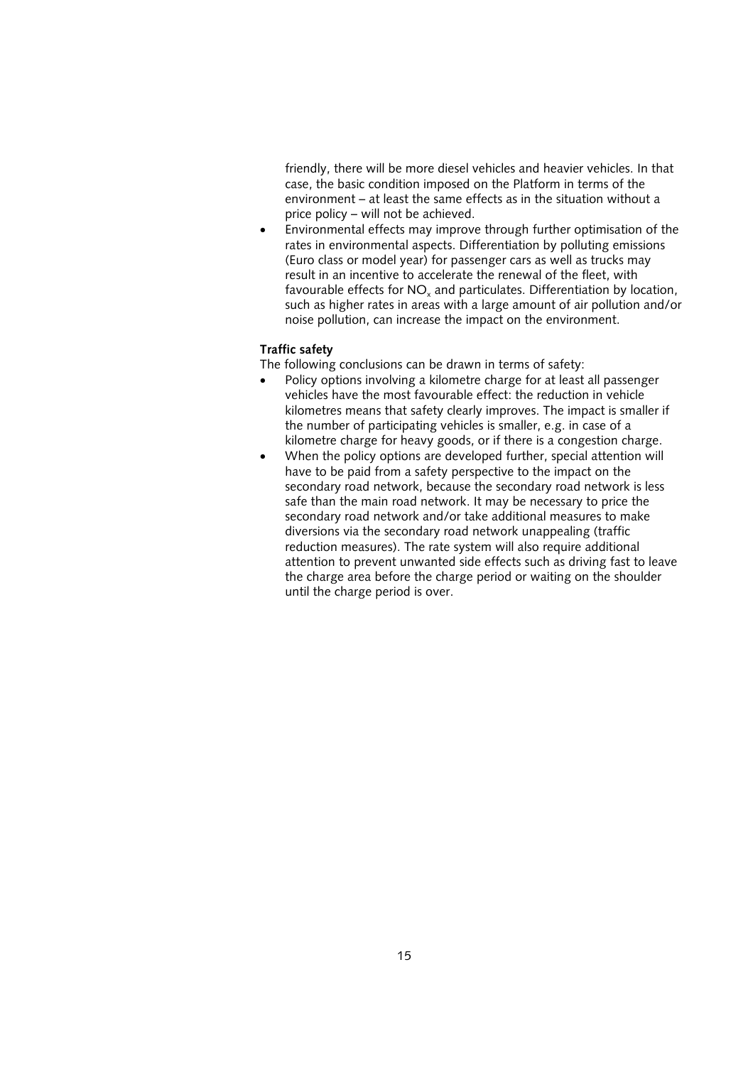friendly, there will be more diesel vehicles and heavier vehicles. In that case, the basic condition imposed on the Platform in terms of the environment – at least the same effects as in the situation without a price policy – will not be achieved.

- Environmental effects may improve through further optimisation of the rates in environmental aspects. Differentiation by polluting emissions (Euro class or model year) for passenger cars as well as trucks may result in an incentive to accelerate the renewal of the fleet, with favourable effects for $NO_x$ and particulates. Differentiation by location, such as higher rates in areas with a large amount of air pollution and/or noise pollution, can increase the impact on the environment.

**Traffic safety**

The following conclusions can be drawn in terms of safety:

- Policy options involving a kilometre charge for at least all passenger vehicles have the most favourable effect: the reduction in vehicle kilometres means that safety clearly improves. The impact is smaller if the number of participating vehicles is smaller, e.g. in case of a kilometre charge for heavy goods, or if there is a congestion charge.
- When the policy options are developed further, special attention will have to be paid from a safety perspective to the impact on the secondary road network, because the secondary road network is less safe than the main road network. It may be necessary to price the secondary road network and/or take additional measures to make diversions via the secondary road network unappealing (traffic reduction measures). The rate system will also require additional attention to prevent unwanted side effects such as driving fast to leave the charge area before the charge period or waiting on the shoulder until the charge period is over.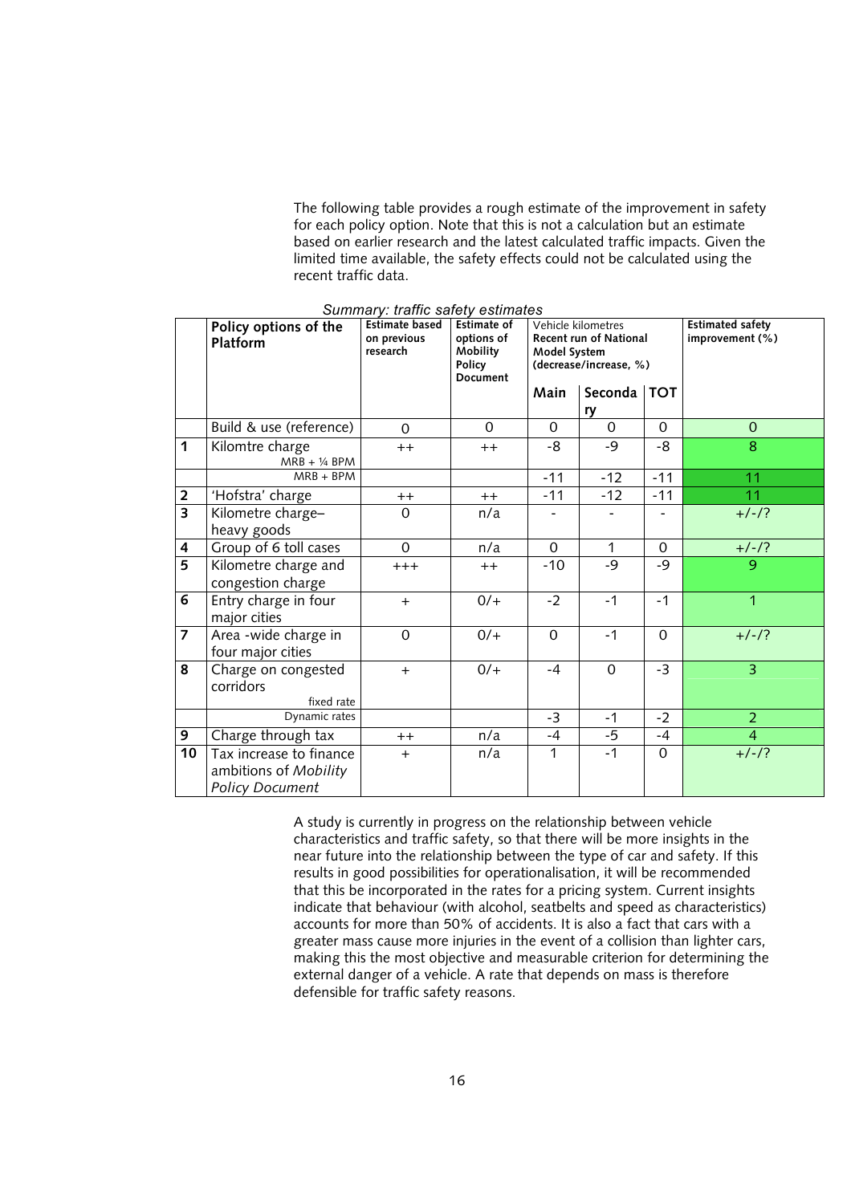The following table provides a rough estimate of the improvement in safety for each policy option. Note that this is not a calculation but an estimate based on earlier research and the latest calculated traffic impacts. Given the limited time available, the safety effects could not be calculated using the recent traffic data.

*Summary: traffic safety estimates*

| | Policy options of the Platform | Estimate based on previous research | Estimate of options of Mobility Policy Document | Vehicle kilometres Recent run of National Model System (decrease/increase, %) | | | Estimated safety improvement (%) |
|---|---|---|---|---|---|---|---|
| | | | | Main | Secondary | TOT | |
| | Build & use (reference) | 0 | 0 | 0 | 0 | 0 | 0 |
| 1 | Kilomtre charge MRB + ¼ BPM | ++ | ++ | -8 | -9 | -8 | 8 |
| | MRB + BPM | | | -11 | -12 | -11 | 11 |
| 2 | 'Hofstra' charge | ++ | ++ | -11 | -12 | -11 | 11 |
| 3 | Kilometre charge– heavy goods | 0 | n/a | - | - | - | +/-/? |
| 4 | Group of 6 toll cases | 0 | n/a | 0 | 1 | 0 | +/-/? |
| 5 | Kilometre charge and congestion charge | +++ | ++ | -10 | -9 | -9 | 9 |
| 6 | Entry charge in four major cities | + | 0/+ | -2 | -1 | -1 | 1 |
| 7 | Area -wide charge in four major cities | 0 | 0/+ | 0 | -1 | 0 | +/-/? |
| 8 | Charge on congested corridors fixed rate | + | 0/+ | -4 | 0 | -3 | 3 |
| | Dynamic rates | | | -3 | -1 | -2 | 2 |
| 9 | Charge through tax | ++ | n/a | -4 | -5 | -4 | 4 |
| 10 | Tax increase to finance ambitions of *Mobility Policy Document* | + | n/a | 1 | -1 | 0 | +/-/? |

A study is currently in progress on the relationship between vehicle characteristics and traffic safety, so that there will be more insights in the near future into the relationship between the type of car and safety. If this results in good possibilities for operationalisation, it will be recommended that this be incorporated in the rates for a pricing system. Current insights indicate that behaviour (with alcohol, seatbelts and speed as characteristics) accounts for more than 50% of accidents. It is also a fact that cars with a greater mass cause more injuries in the event of a collision than lighter cars, making this the most objective and measurable criterion for determining the external danger of a vehicle. A rate that depends on mass is therefore defensible for traffic safety reasons.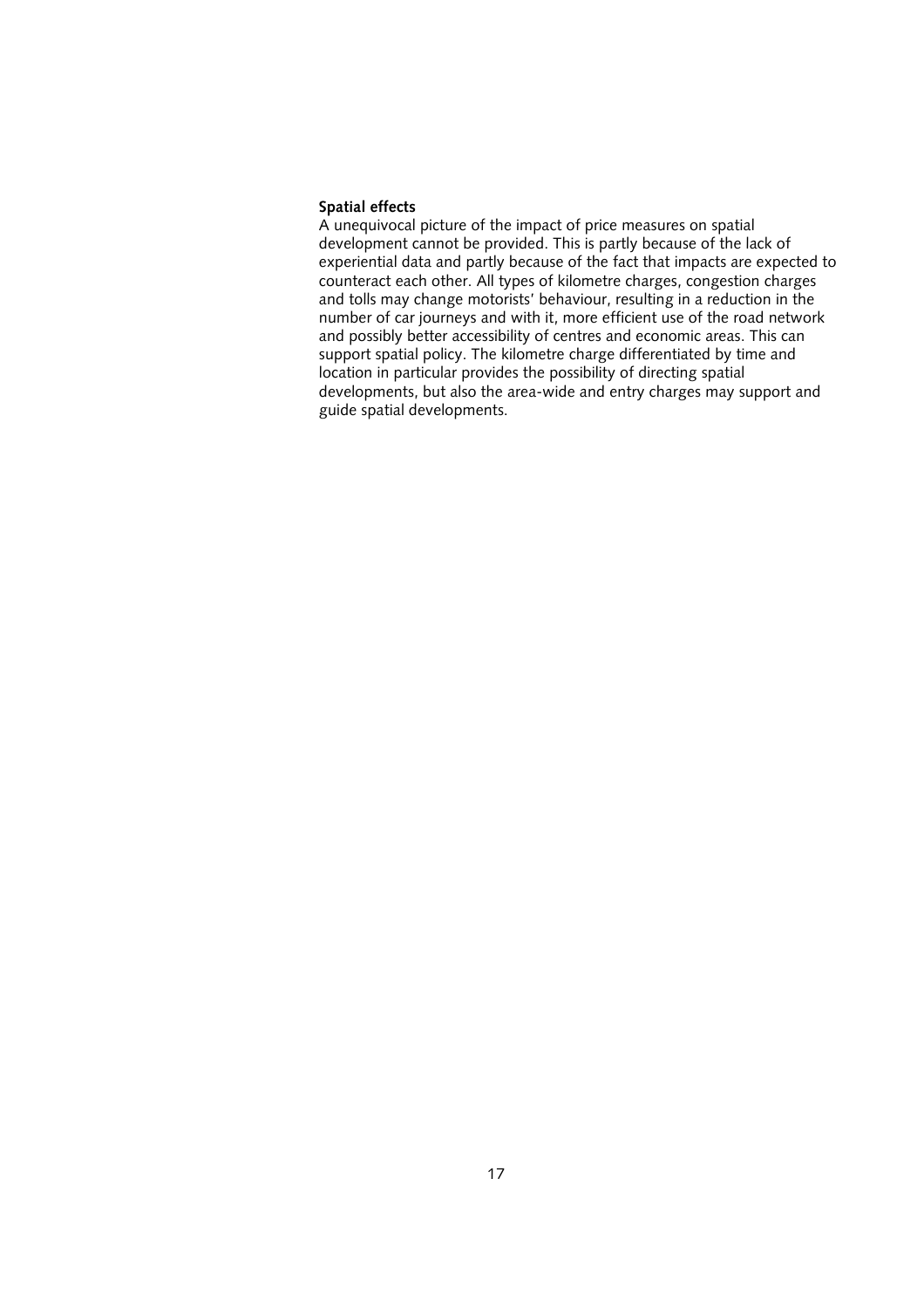**Spatial effects**

A unequivocal picture of the impact of price measures on spatial development cannot be provided. This is partly because of the lack of experiential data and partly because of the fact that impacts are expected to counteract each other. All types of kilometre charges, congestion charges and tolls may change motorists' behaviour, resulting in a reduction in the number of car journeys and with it, more efficient use of the road network and possibly better accessibility of centres and economic areas. This can support spatial policy. The kilometre charge differentiated by time and location in particular provides the possibility of directing spatial developments, but also the area-wide and entry charges may support and guide spatial developments.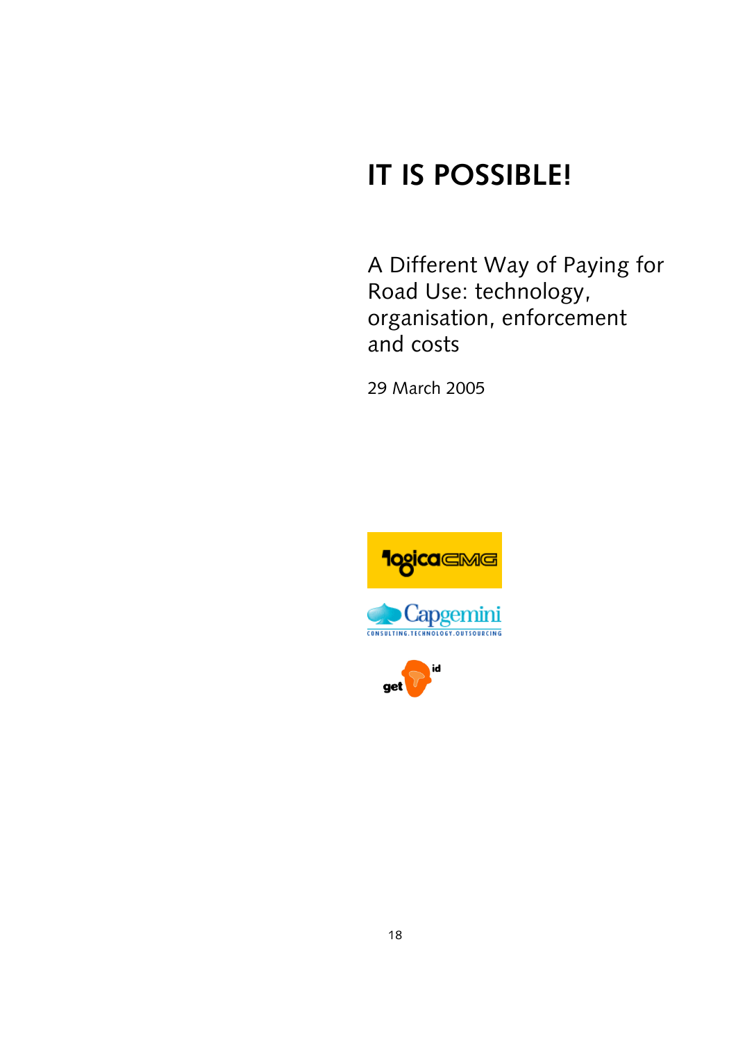# IT IS POSSIBLE!

A Different Way of Paying for Road Use: technology, organisation, enforcement and costs

29 March 2005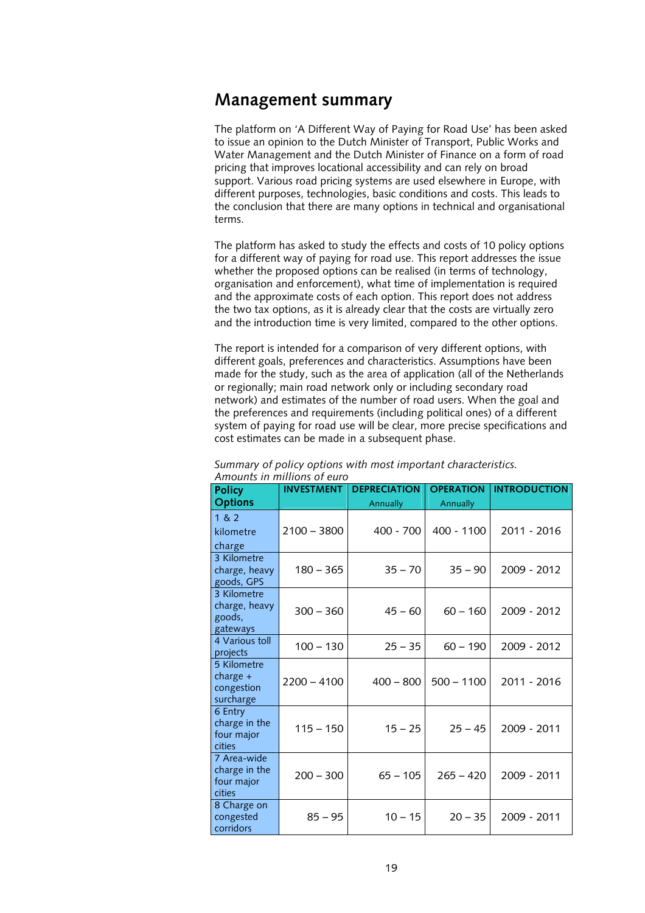# Management summary

The platform on 'A Different Way of Paying for Road Use' has been asked to issue an opinion to the Dutch Minister of Transport, Public Works and Water Management and the Dutch Minister of Finance on a form of road pricing that improves locational accessibility and can rely on broad support. Various road pricing systems are used elsewhere in Europe, with different purposes, technologies, basic conditions and costs. This leads to the conclusion that there are many options in technical and organisational terms.

The platform has asked to study the effects and costs of 10 policy options for a different way of paying for road use. This report addresses the issue whether the proposed options can be realised (in terms of technology, organisation and enforcement), what time of implementation is required and the approximate costs of each option. This report does not address the two tax options, as it is already clear that the costs are virtually zero and the introduction time is very limited, compared to the other options.

The report is intended for a comparison of very different options, with different goals, preferences and characteristics. Assumptions have been made for the study, such as the area of application (all of the Netherlands or regionally; main road network only or including secondary road network) and estimates of the number of road users. When the goal and the preferences and requirements (including political ones) of a different system of paying for road use will be clear, more precise specifications and cost estimates can be made in a subsequent phase.

*Summary of policy options with most important characteristics. Amounts in millions of euro*

| Policy Options | INVESTMENT | DEPRECIATION Annually | OPERATION Annually | INTRODUCTION |
|---|---|---|---|---|
| 1 & 2 kilometre charge | 2100 – 3800 | 400 - 700 | 400 - 1100 | 2011 - 2016 |
| 3 Kilometre charge, heavy goods, GPS | 180 – 365 | 35 – 70 | 35 – 90 | 2009 - 2012 |
| 3 Kilometre charge, heavy goods, gateways | 300 – 360 | 45 – 60 | 60 – 160 | 2009 - 2012 |
| 4 Various toll projects | 100 – 130 | 25 – 35 | 60 – 190 | 2009 - 2012 |
| 5 Kilometre charge + congestion surcharge | 2200 – 4100 | 400 – 800 | 500 – 1100 | 2011 - 2016 |
| 6 Entry charge in the four major cities | 115 – 150 | 15 – 25 | 25 – 45 | 2009 - 2011 |
| 7 Area-wide charge in the four major cities | 200 – 300 | 65 – 105 | 265 – 420 | 2009 - 2011 |
| 8 Charge on congested corridors | 85 – 95 | 10 – 15 | 20 – 35 | 2009 - 2011 |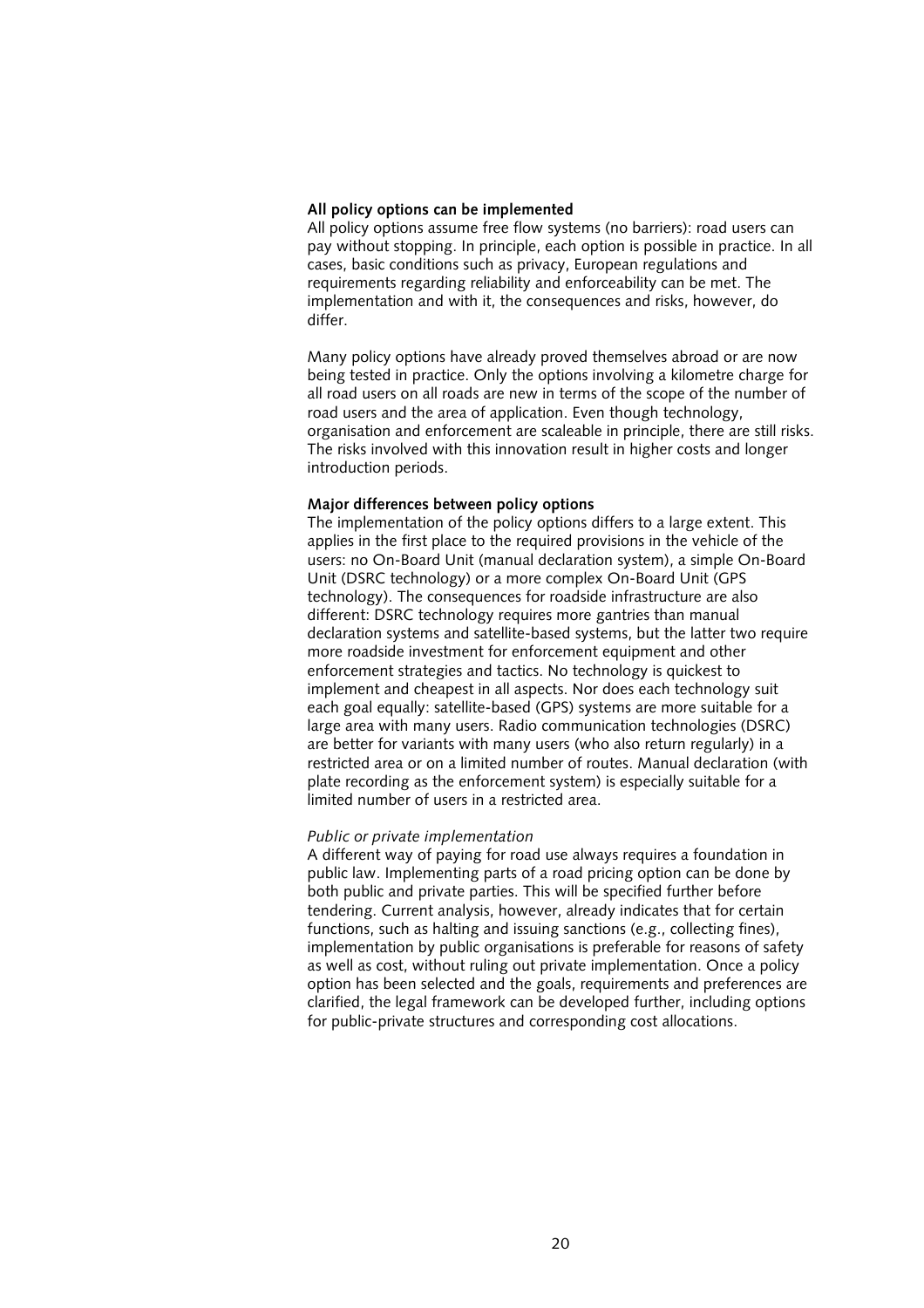**All policy options can be implemented**

All policy options assume free flow systems (no barriers): road users can pay without stopping. In principle, each option is possible in practice. In all cases, basic conditions such as privacy, European regulations and requirements regarding reliability and enforceability can be met. The implementation and with it, the consequences and risks, however, do differ.

Many policy options have already proved themselves abroad or are now being tested in practice. Only the options involving a kilometre charge for all road users on all roads are new in terms of the scope of the number of road users and the area of application. Even though technology, organisation and enforcement are scaleable in principle, there are still risks. The risks involved with this innovation result in higher costs and longer introduction periods.

**Major differences between policy options**

The implementation of the policy options differs to a large extent. This applies in the first place to the required provisions in the vehicle of the users: no On-Board Unit (manual declaration system), a simple On-Board Unit (DSRC technology) or a more complex On-Board Unit (GPS technology). The consequences for roadside infrastructure are also different: DSRC technology requires more gantries than manual declaration systems and satellite-based systems, but the latter two require more roadside investment for enforcement equipment and other enforcement strategies and tactics. No technology is quickest to implement and cheapest in all aspects. Nor does each technology suit each goal equally: satellite-based (GPS) systems are more suitable for a large area with many users. Radio communication technologies (DSRC) are better for variants with many users (who also return regularly) in a restricted area or on a limited number of routes. Manual declaration (with plate recording as the enforcement system) is especially suitable for a limited number of users in a restricted area.

*Public or private implementation*

A different way of paying for road use always requires a foundation in public law. Implementing parts of a road pricing option can be done by both public and private parties. This will be specified further before tendering. Current analysis, however, already indicates that for certain functions, such as halting and issuing sanctions (e.g., collecting fines), implementation by public organisations is preferable for reasons of safety as well as cost, without ruling out private implementation. Once a policy option has been selected and the goals, requirements and preferences are clarified, the legal framework can be developed further, including options for public-private structures and corresponding cost allocations.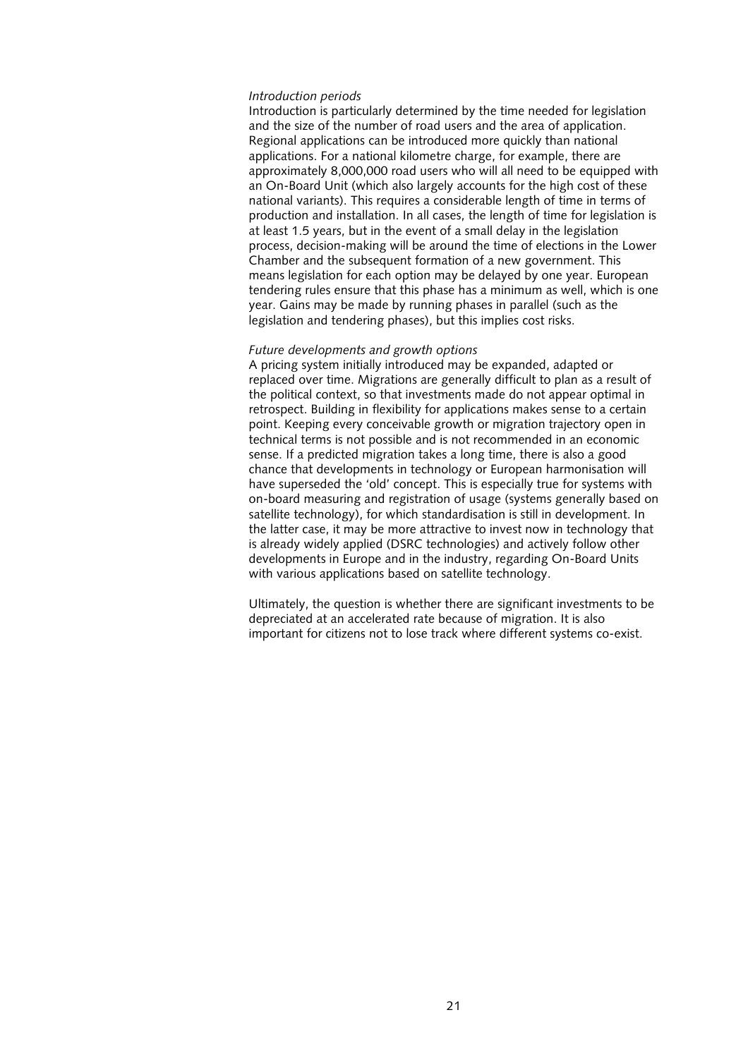*Introduction periods*

Introduction is particularly determined by the time needed for legislation and the size of the number of road users and the area of application. Regional applications can be introduced more quickly than national applications. For a national kilometre charge, for example, there are approximately 8,000,000 road users who will all need to be equipped with an On-Board Unit (which also largely accounts for the high cost of these national variants). This requires a considerable length of time in terms of production and installation. In all cases, the length of time for legislation is at least 1.5 years, but in the event of a small delay in the legislation process, decision-making will be around the time of elections in the Lower Chamber and the subsequent formation of a new government. This means legislation for each option may be delayed by one year. European tendering rules ensure that this phase has a minimum as well, which is one year. Gains may be made by running phases in parallel (such as the legislation and tendering phases), but this implies cost risks.

*Future developments and growth options*

A pricing system initially introduced may be expanded, adapted or replaced over time. Migrations are generally difficult to plan as a result of the political context, so that investments made do not appear optimal in retrospect. Building in flexibility for applications makes sense to a certain point. Keeping every conceivable growth or migration trajectory open in technical terms is not possible and is not recommended in an economic sense. If a predicted migration takes a long time, there is also a good chance that developments in technology or European harmonisation will have superseded the 'old' concept. This is especially true for systems with on-board measuring and registration of usage (systems generally based on satellite technology), for which standardisation is still in development. In the latter case, it may be more attractive to invest now in technology that is already widely applied (DSRC technologies) and actively follow other developments in Europe and in the industry, regarding On-Board Units with various applications based on satellite technology.

Ultimately, the question is whether there are significant investments to be depreciated at an accelerated rate because of migration. It is also important for citizens not to lose track where different systems co-exist.